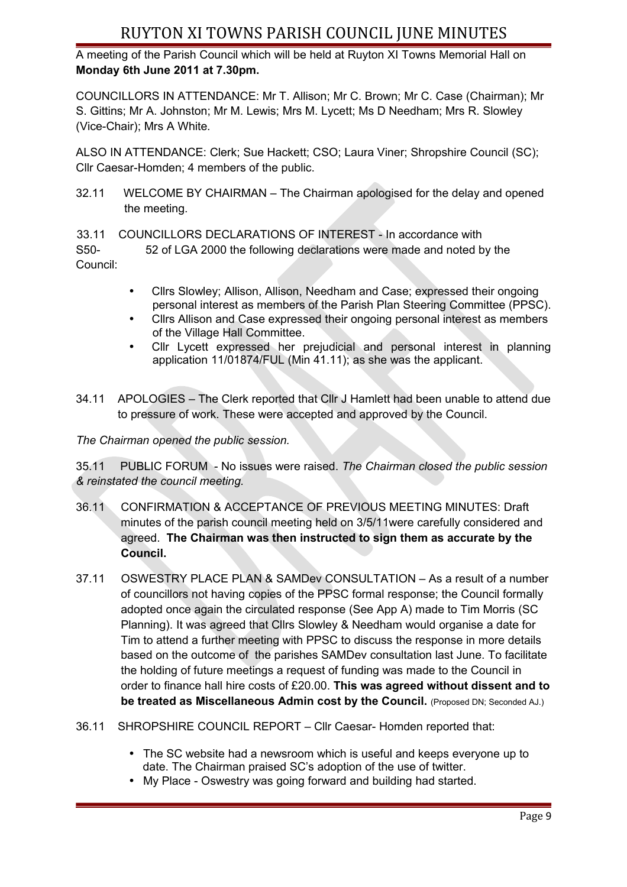# RUYTON XI TOWNS PARISH COUNCIL JUNE MINUTES

A meeting of the Parish Council which will be held at Ruyton XI Towns Memorial Hall on **Monday 6th June 2011 at 7.30pm.**

COUNCILLORS IN ATTENDANCE: Mr T. Allison; Mr C. Brown; Mr C. Case (Chairman); Mr S. Gittins; Mr A. Johnston; Mr M. Lewis; Mrs M. Lycett; Ms D Needham; Mrs R. Slowley (Vice-Chair); Mrs A White.

ALSO IN ATTENDANCE: Clerk; Sue Hackett; CSO; Laura Viner; Shropshire Council (SC); Cllr Caesar-Homden; 4 members of the public.

32.11 WELCOME BY CHAIRMAN – The Chairman apologised for the delay and opened the meeting.

33.11 COUNCILLORS DECLARATIONS OF INTEREST - In accordance with S50- 52 of LGA 2000 the following declarations were made and noted by the Council:

- Cllrs Slowley; Allison, Allison, Needham and Case; expressed their ongoing personal interest as members of the Parish Plan Steering Committee (PPSC).
- Cllrs Allison and Case expressed their ongoing personal interest as members of the Village Hall Committee.
- Cllr Lycett expressed her prejudicial and personal interest in planning application 11/01874/FUL (Min 41.11); as she was the applicant.

34.11 APOLOGIES – The Clerk reported that Cllr J Hamlett had been unable to attend due to pressure of work. These were accepted and approved by the Council.

*The Chairman opened the public session.*

35.11 PUBLIC FORUM - No issues were raised. *The Chairman closed the public session & reinstated the council meeting.*

36.11 CONFIRMATION & ACCEPTANCE OF PREVIOUS MEETING MINUTES: Draft minutes of the parish council meeting held on 3/5/11were carefully considered and agreed. **The Chairman was then instructed to sign them as accurate by the Council.**

37.11 OSWESTRY PLACE PLAN & SAMDev CONSULTATION – As a result of a number of councillors not having copies of the PPSC formal response; the Council formally adopted once again the circulated response (See App A) made to Tim Morris (SC Planning). It was agreed that Cllrs Slowley & Needham would organise a date for Tim to attend a further meeting with PPSC to discuss the response in more details based on the outcome of the parishes SAMDev consultation last June. To facilitate the holding of future meetings a request of funding was made to the Council in order to finance hall hire costs of £20.00. **This was agreed without dissent and to be treated as Miscellaneous Admin cost by the Council.** (Proposed DN; Seconded AJ.)

36.11 SHROPSHIRE COUNCIL REPORT – Cllr Caesar- Homden reported that:

- The SC website had a newsroom which is useful and keeps everyone up to date. The Chairman praised SC's adoption of the use of twitter.
- My Place - Oswestry was going forward and building had started.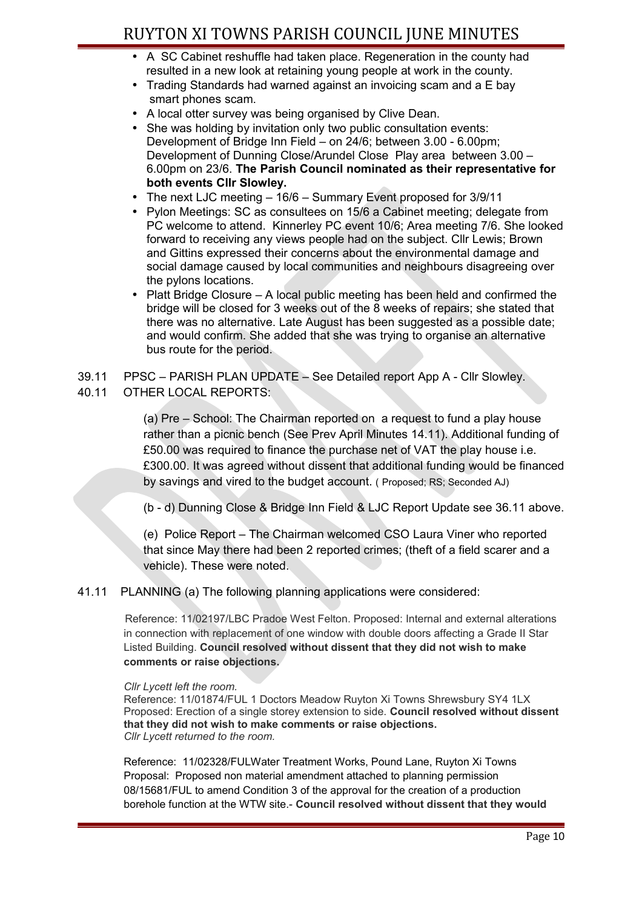- A SC Cabinet reshuffle had taken place. Regeneration in the county had resulted in a new look at retaining young people at work in the county.
- Trading Standards had warned against an invoicing scam and a E bay smart phones scam.
- A local otter survey was being organised by Clive Dean.
- She was holding by invitation only two public consultation events: Development of Bridge Inn Field – on 24/6; between 3.00 - 6.00pm; Development of Dunning Close/Arundel Close Play area between 3.00 – 6.00pm on 23/6. **The Parish Council nominated as their representative for both events Cllr Slowley.**
- The next LJC meeting – 16/6 – Summary Event proposed for 3/9/11
- Pylon Meetings: SC as consultees on 15/6 a Cabinet meeting; delegate from PC welcome to attend. Kinnerley PC event 10/6; Area meeting 7/6. She looked forward to receiving any views people had on the subject. Cllr Lewis; Brown and Gittins expressed their concerns about the environmental damage and social damage caused by local communities and neighbours disagreeing over the pylons locations.
- Platt Bridge Closure – A local public meeting has been held and confirmed the bridge will be closed for 3 weeks out of the 8 weeks of repairs; she stated that there was no alternative. Late August has been suggested as a possible date; and would confirm. She added that she was trying to organise an alternative bus route for the period.

39.11 PPSC – PARISH PLAN UPDATE – See Detailed report App A - Cllr Slowley.

40.11 OTHER LOCAL REPORTS:

(a) Pre – School: The Chairman reported on a request to fund a play house rather than a picnic bench (See Prev April Minutes 14.11). Additional funding of £50.00 was required to finance the purchase net of VAT the play house i.e. £300.00. It was agreed without dissent that additional funding would be financed by savings and vired to the budget account. ( Proposed; RS; Seconded AJ)

(b - d) Dunning Close & Bridge Inn Field & LJC Report Update see 36.11 above.

(e) Police Report – The Chairman welcomed CSO Laura Viner who reported that since May there had been 2 reported crimes; (theft of a field scarer and a vehicle). These were noted.

41.11 PLANNING (a) The following planning applications were considered:

Reference: 11/02197/LBC Pradoe West Felton. Proposed: Internal and external alterations in connection with replacement of one window with double doors affecting a Grade II Star Listed Building. **Council resolved without dissent that they did not wish to make comments or raise objections.**

*Cllr Lycett left the room.*
Reference: 11/01874/FUL 1 Doctors Meadow Ruyton Xi Towns Shrewsbury SY4 1LX Proposed: Erection of a single storey extension to side. **Council resolved without dissent that they did not wish to make comments or raise objections.**
*Cllr Lycett returned to the room.*

Reference: 11/02328/FULWater Treatment Works, Pound Lane, Ruyton Xi Towns Proposal: Proposed non material amendment attached to planning permission 08/15681/FUL to amend Condition 3 of the approval for the creation of a production borehole function at the WTW site.- **Council resolved without dissent that they would**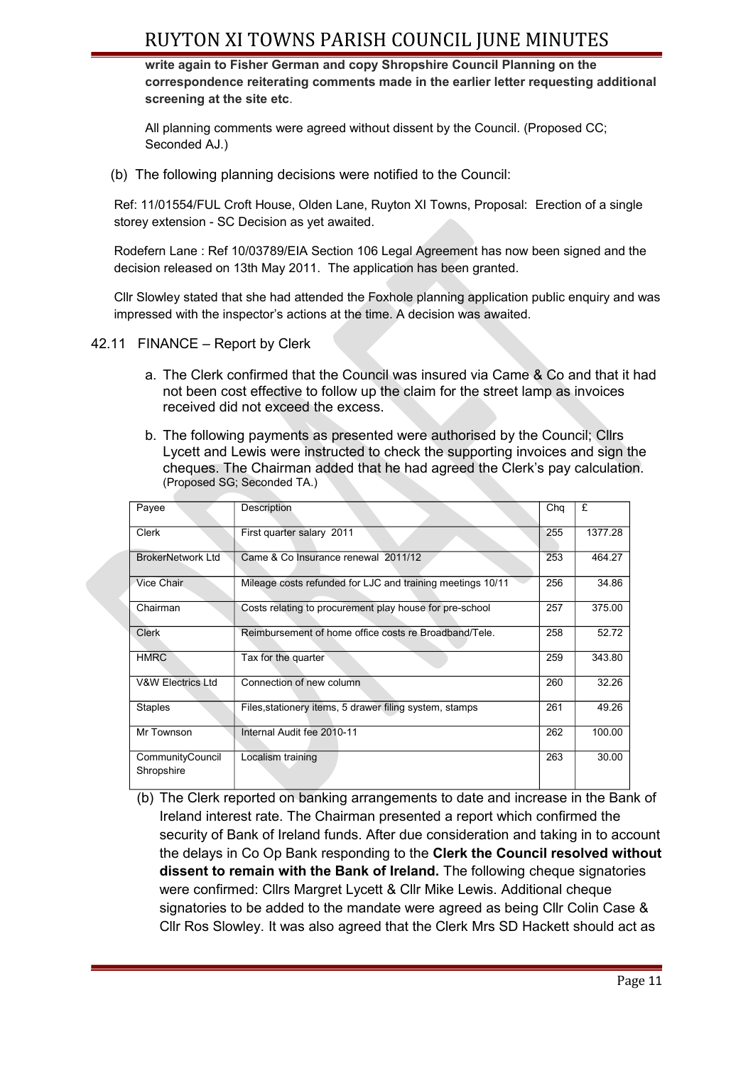**write again to Fisher German and copy Shropshire Council Planning on the correspondence reiterating comments made in the earlier letter requesting additional screening at the site etc**.

All planning comments were agreed without dissent by the Council. (Proposed CC; Seconded AJ.)

(b) The following planning decisions were notified to the Council:

Ref: 11/01554/FUL Croft House, Olden Lane, Ruyton XI Towns, Proposal: Erection of a single storey extension - SC Decision as yet awaited.

Rodefern Lane : Ref 10/03789/EIA Section 106 Legal Agreement has now been signed and the decision released on 13th May 2011. The application has been granted.

Cllr Slowley stated that she had attended the Foxhole planning application public enquiry and was impressed with the inspector's actions at the time. A decision was awaited.

42.11 FINANCE – Report by Clerk

a. The Clerk confirmed that the Council was insured via Came & Co and that it had not been cost effective to follow up the claim for the street lamp as invoices received did not exceed the excess.

b. The following payments as presented were authorised by the Council; Cllrs Lycett and Lewis were instructed to check the supporting invoices and sign the cheques. The Chairman added that he had agreed the Clerk's pay calculation. (Proposed SG; Seconded TA.)

| Payee | Description | Chq | £ |
|---|---|---|---|
| Clerk | First quarter salary 2011 | 255 | 1377.28 |
| BrokerNetwork Ltd | Came & Co Insurance renewal 2011/12 | 253 | 464.27 |
| Vice Chair | Mileage costs refunded for LJC and training meetings 10/11 | 256 | 34.86 |
| Chairman | Costs relating to procurement play house for pre-school | 257 | 375.00 |
| Clerk | Reimbursement of home office costs re Broadband/Tele. | 258 | 52.72 |
| HMRC | Tax for the quarter | 259 | 343.80 |
| V&W Electrics Ltd | Connection of new column | 260 | 32.26 |
| Staples | Files,stationery items, 5 drawer filing system, stamps | 261 | 49.26 |
| Mr Townson | Internal Audit fee 2010-11 | 262 | 100.00 |
| CommunityCouncil Shropshire | Localism training | 263 | 30.00 |

(b) The Clerk reported on banking arrangements to date and increase in the Bank of Ireland interest rate. The Chairman presented a report which confirmed the security of Bank of Ireland funds. After due consideration and taking in to account the delays in Co Op Bank responding to the **Clerk the Council resolved without dissent to remain with the Bank of Ireland.** The following cheque signatories were confirmed: Cllrs Margret Lycett & Cllr Mike Lewis. Additional cheque signatories to be added to the mandate were agreed as being Cllr Colin Case & Cllr Ros Slowley. It was also agreed that the Clerk Mrs SD Hackett should act as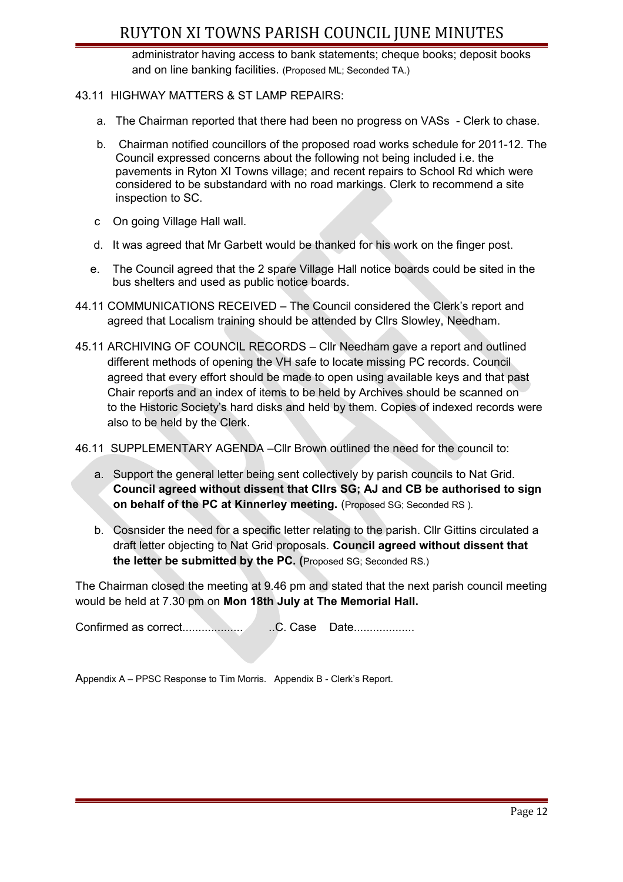administrator having access to bank statements; cheque books; deposit books and on line banking facilities. (Proposed ML; Seconded TA.)

43.11 HIGHWAY MATTERS & ST LAMP REPAIRS:

a. The Chairman reported that there had been no progress on VASs - Clerk to chase.

b. Chairman notified councillors of the proposed road works schedule for 2011-12. The Council expressed concerns about the following not being included i.e. the pavements in Ryton XI Towns village; and recent repairs to School Rd which were considered to be substandard with no road markings. Clerk to recommend a site inspection to SC.

c On going Village Hall wall.

d. It was agreed that Mr Garbett would be thanked for his work on the finger post.

e. The Council agreed that the 2 spare Village Hall notice boards could be sited in the bus shelters and used as public notice boards.

44.11 COMMUNICATIONS RECEIVED – The Council considered the Clerk's report and agreed that Localism training should be attended by Cllrs Slowley, Needham.

45.11 ARCHIVING OF COUNCIL RECORDS – Cllr Needham gave a report and outlined different methods of opening the VH safe to locate missing PC records. Council agreed that every effort should be made to open using available keys and that past Chair reports and an index of items to be held by Archives should be scanned on to the Historic Society's hard disks and held by them. Copies of indexed records were also to be held by the Clerk.

46.11 SUPPLEMENTARY AGENDA –Cllr Brown outlined the need for the council to:

a. Support the general letter being sent collectively by parish councils to Nat Grid. **Council agreed without dissent that Cllrs SG; AJ and CB be authorised to sign on behalf of the PC at Kinnerley meeting.** (Proposed SG; Seconded RS ).

b. Cosnsider the need for a specific letter relating to the parish. Cllr Gittins circulated a draft letter objecting to Nat Grid proposals. **Council agreed without dissent that the letter be submitted by the PC. (**Proposed SG; Seconded RS.)

The Chairman closed the meeting at 9.46 pm and stated that the next parish council meeting would be held at 7.30 pm on **Mon 18th July at The Memorial Hall.**

Confirmed as correct................... ..C. Case Date...................

Appendix A – PPSC Response to Tim Morris. Appendix B - Clerk's Report.